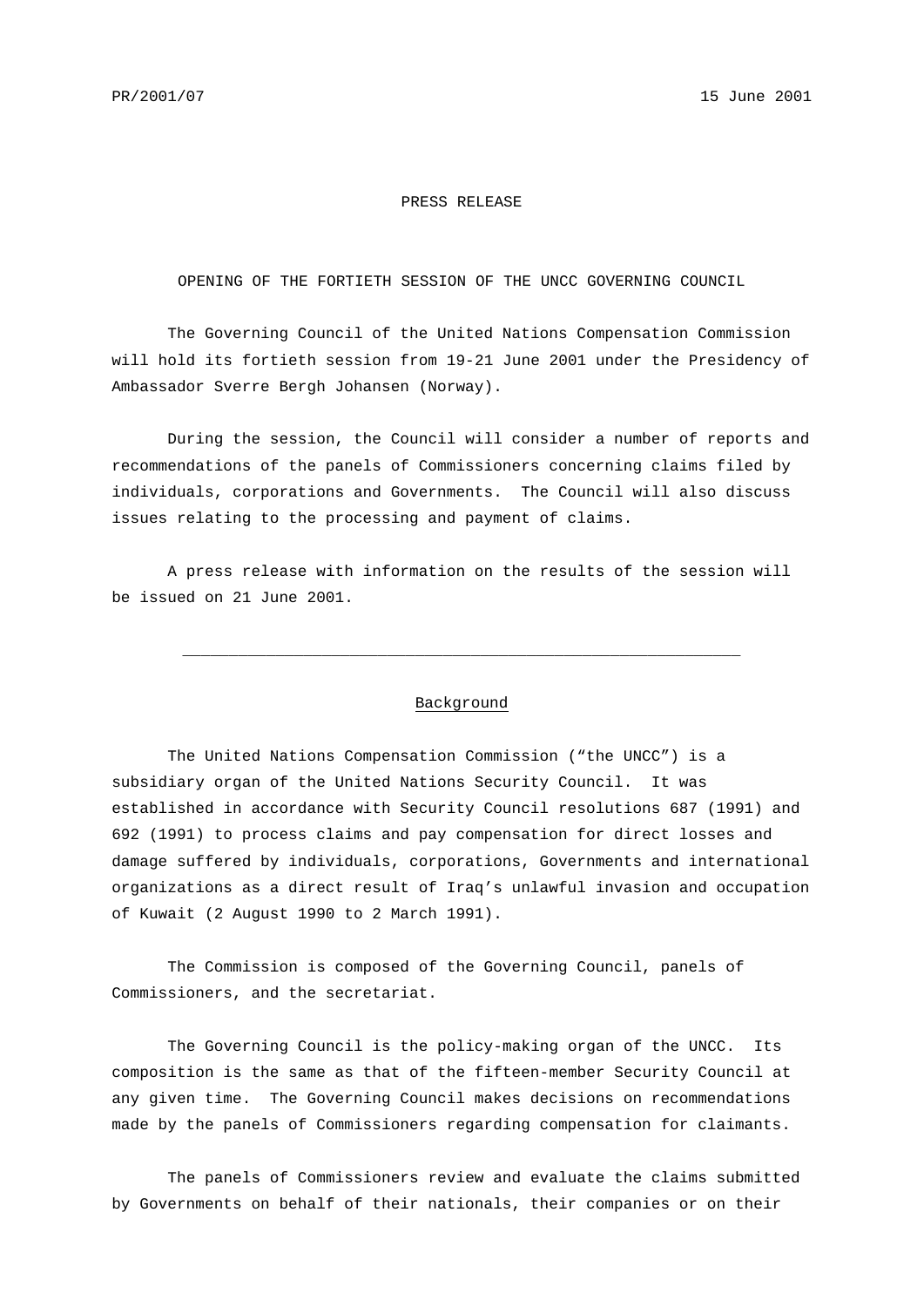PR/2001/07 15 June 2001

PRESS RELEASE

# OPENING OF THE FORTIETH SESSION OF THE UNCC GOVERNING COUNCIL

The Governing Council of the United Nations Compensation Commission will hold its fortieth session from 19-21 June 2001 under the Presidency of Ambassador Sverre Bergh Johansen (Norway).

During the session, the Council will consider a number of reports and recommendations of the panels of Commissioners concerning claims filed by individuals, corporations and Governments. The Council will also discuss issues relating to the processing and payment of claims.

A press release with information on the results of the session will be issued on 21 June 2001.

---

## Background

The United Nations Compensation Commission ("the UNCC") is a subsidiary organ of the United Nations Security Council. It was established in accordance with Security Council resolutions 687 (1991) and 692 (1991) to process claims and pay compensation for direct losses and damage suffered by individuals, corporations, Governments and international organizations as a direct result of Iraq's unlawful invasion and occupation of Kuwait (2 August 1990 to 2 March 1991).

The Commission is composed of the Governing Council, panels of Commissioners, and the secretariat.

The Governing Council is the policy-making organ of the UNCC. Its composition is the same as that of the fifteen-member Security Council at any given time. The Governing Council makes decisions on recommendations made by the panels of Commissioners regarding compensation for claimants.

The panels of Commissioners review and evaluate the claims submitted by Governments on behalf of their nationals, their companies or on their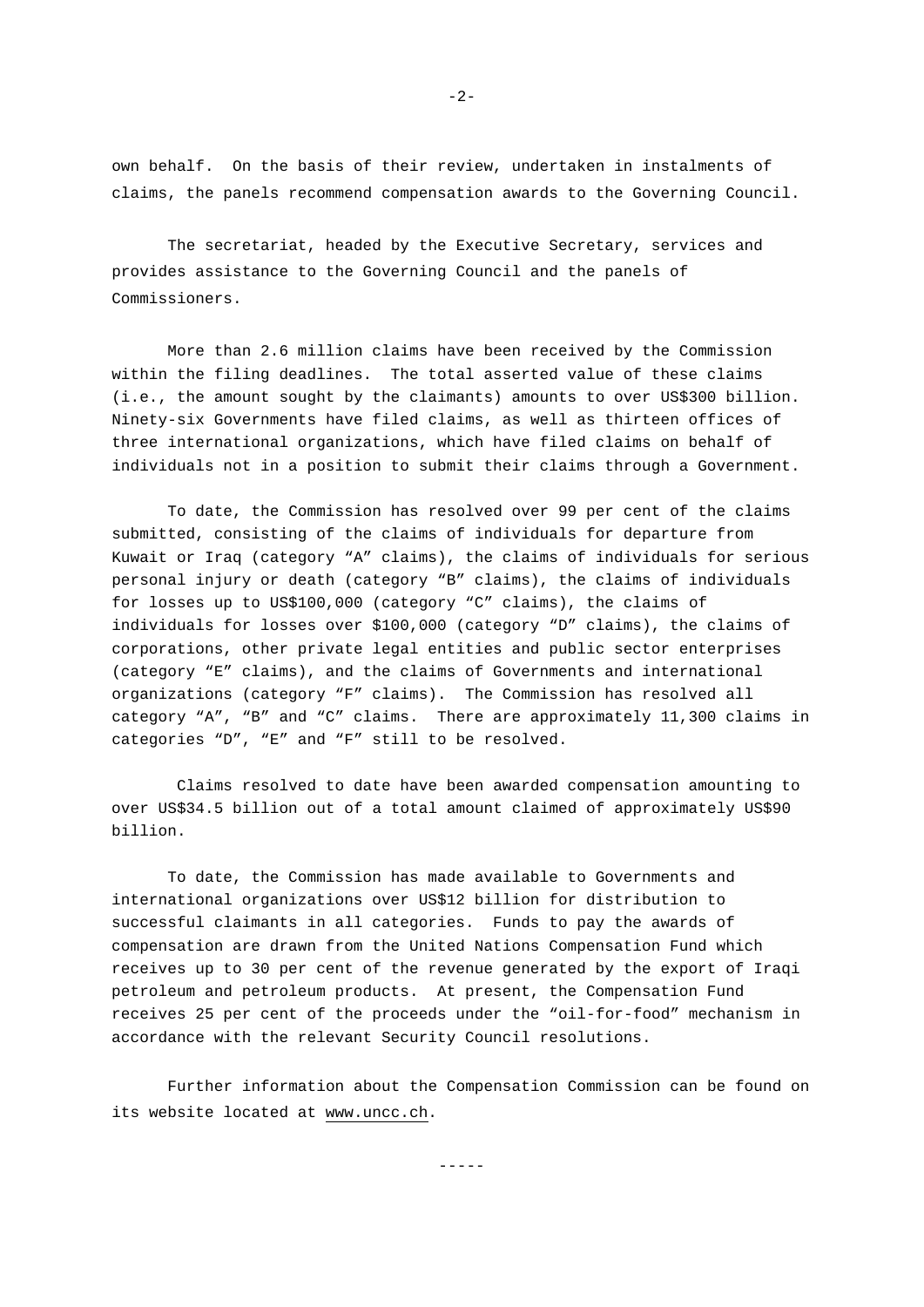own behalf. On the basis of their review, undertaken in instalments of claims, the panels recommend compensation awards to the Governing Council.

The secretariat, headed by the Executive Secretary, services and provides assistance to the Governing Council and the panels of Commissioners.

More than 2.6 million claims have been received by the Commission within the filing deadlines. The total asserted value of these claims (i.e., the amount sought by the claimants) amounts to over US$300 billion. Ninety-six Governments have filed claims, as well as thirteen offices of three international organizations, which have filed claims on behalf of individuals not in a position to submit their claims through a Government.

To date, the Commission has resolved over 99 per cent of the claims submitted, consisting of the claims of individuals for departure from Kuwait or Iraq (category "A" claims), the claims of individuals for serious personal injury or death (category "B" claims), the claims of individuals for losses up to US$100,000 (category "C" claims), the claims of individuals for losses over $100,000 (category "D" claims), the claims of corporations, other private legal entities and public sector enterprises (category "E" claims), and the claims of Governments and international organizations (category "F" claims). The Commission has resolved all category "A", "B" and "C" claims. There are approximately 11,300 claims in categories "D", "E" and "F" still to be resolved.

Claims resolved to date have been awarded compensation amounting to over US$34.5 billion out of a total amount claimed of approximately US$90 billion.

To date, the Commission has made available to Governments and international organizations over US$12 billion for distribution to successful claimants in all categories. Funds to pay the awards of compensation are drawn from the United Nations Compensation Fund which receives up to 30 per cent of the revenue generated by the export of Iraqi petroleum and petroleum products. At present, the Compensation Fund receives 25 per cent of the proceeds under the "oil-for-food" mechanism in accordance with the relevant Security Council resolutions.

Further information about the Compensation Commission can be found on its website located at www.uncc.ch.

-----